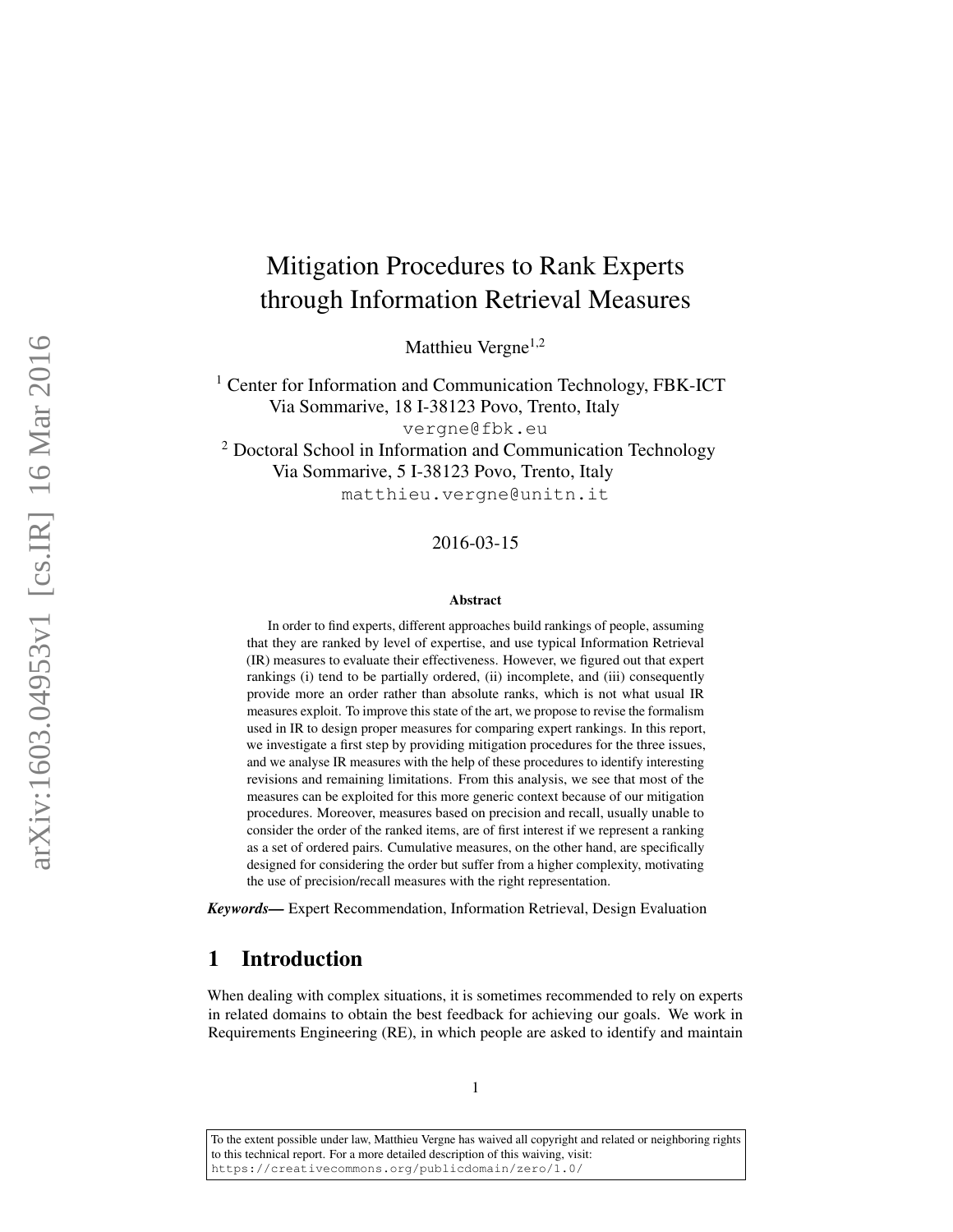# Mitigation Procedures to Rank Experts through Information Retrieval Measures

Matthieu Vergne[1,2]

[1] Center for Information and Communication Technology, FBK-ICT
Via Sommarive, 18 I-38123 Povo, Trento, Italy
vergne@fbk.eu

[2] Doctoral School in Information and Communication Technology
Via Sommarive, 5 I-38123 Povo, Trento, Italy
matthieu.vergne@unitn.it

2016-03-15

### Abstract

In order to find experts, different approaches build rankings of people, assuming that they are ranked by level of expertise, and use typical Information Retrieval (IR) measures to evaluate their effectiveness. However, we figured out that expert rankings (i) tend to be partially ordered, (ii) incomplete, and (iii) consequently provide more an order rather than absolute ranks, which is not what usual IR measures exploit. To improve this state of the art, we propose to revise the formalism used in IR to design proper measures for comparing expert rankings. In this report, we investigate a first step by providing mitigation procedures for the three issues, and we analyse IR measures with the help of these procedures to identify interesting revisions and remaining limitations. From this analysis, we see that most of the measures can be exploited for this more generic context because of our mitigation procedures. Moreover, measures based on precision and recall, usually unable to consider the order of the ranked items, are of first interest if we represent a ranking as a set of ordered pairs. Cumulative measures, on the other hand, are specifically designed for considering the order but suffer from a higher complexity, motivating the use of precision/recall measures with the right representation.

***Keywords—*** Expert Recommendation, Information Retrieval, Design Evaluation

## 1 Introduction

When dealing with complex situations, it is sometimes recommended to rely on experts in related domains to obtain the best feedback for achieving our goals. We work in Requirements Engineering (RE), in which people are asked to identify and maintain

To the extent possible under law, Matthieu Vergne has waived all copyright and related or neighboring rights to this technical report. For a more detailed description of this waiving, visit: https://creativecommons.org/publicdomain/zero/1.0/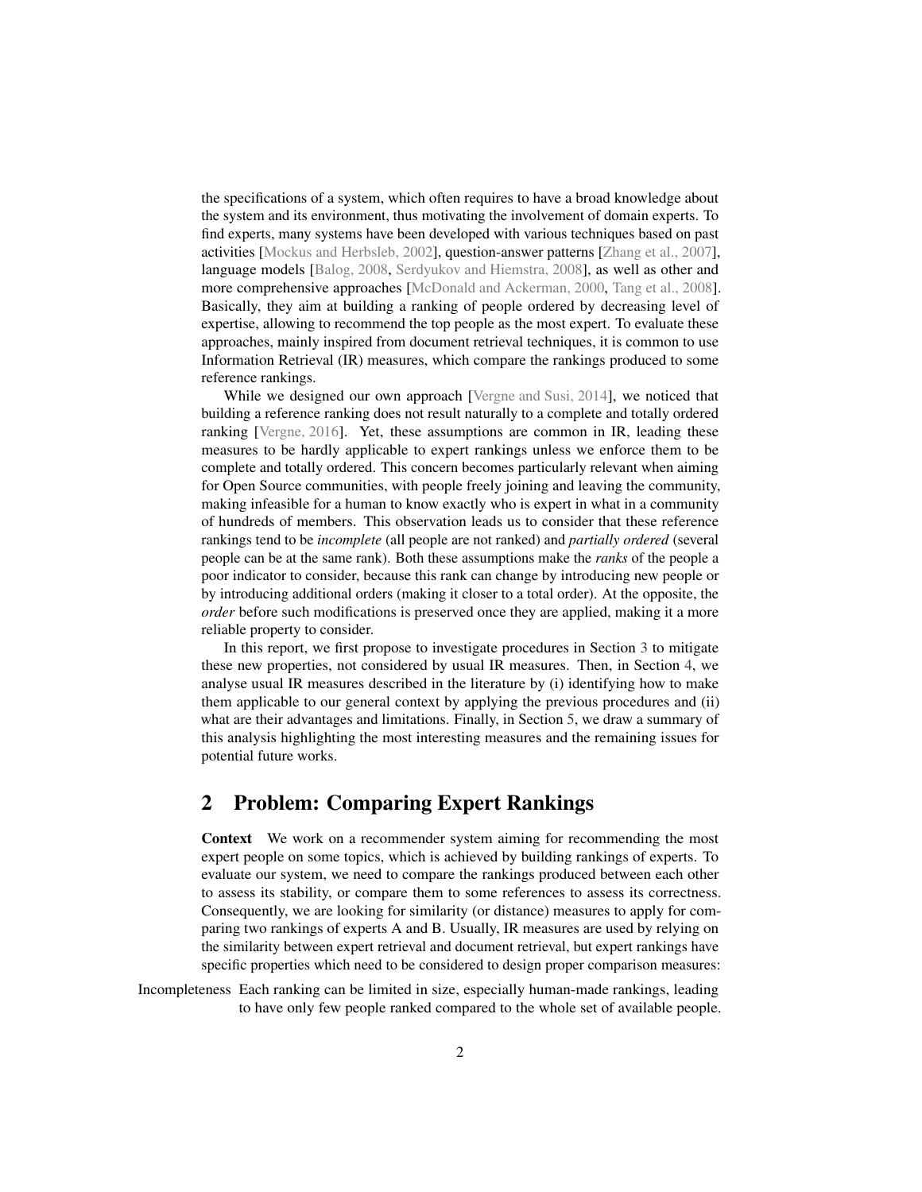the specifications of a system, which often requires to have a broad knowledge about the system and its environment, thus motivating the involvement of domain experts. To find experts, many systems have been developed with various techniques based on past activities [Mockus and Herbsleb, 2002], question-answer patterns [Zhang et al., 2007], language models [Balog, 2008, Serdyukov and Hiemstra, 2008], as well as other and more comprehensive approaches [McDonald and Ackerman, 2000, Tang et al., 2008]. Basically, they aim at building a ranking of people ordered by decreasing level of expertise, allowing to recommend the top people as the most expert. To evaluate these approaches, mainly inspired from document retrieval techniques, it is common to use Information Retrieval (IR) measures, which compare the rankings produced to some reference rankings.

While we designed our own approach [Vergne and Susi, 2014], we noticed that building a reference ranking does not result naturally to a complete and totally ordered ranking [Vergne, 2016]. Yet, these assumptions are common in IR, leading these measures to be hardly applicable to expert rankings unless we enforce them to be complete and totally ordered. This concern becomes particularly relevant when aiming for Open Source communities, with people freely joining and leaving the community, making infeasible for a human to know exactly who is expert in what in a community of hundreds of members. This observation leads us to consider that these reference rankings tend to be *incomplete* (all people are not ranked) and *partially ordered* (several people can be at the same rank). Both these assumptions make the *ranks* of the people a poor indicator to consider, because this rank can change by introducing new people or by introducing additional orders (making it closer to a total order). At the opposite, the *order* before such modifications is preserved once they are applied, making it a more reliable property to consider.

In this report, we first propose to investigate procedures in Section 3 to mitigate these new properties, not considered by usual IR measures. Then, in Section 4, we analyse usual IR measures described in the literature by (i) identifying how to make them applicable to our general context by applying the previous procedures and (ii) what are their advantages and limitations. Finally, in Section 5, we draw a summary of this analysis highlighting the most interesting measures and the remaining issues for potential future works.

## 2 Problem: Comparing Expert Rankings

**Context** We work on a recommender system aiming for recommending the most expert people on some topics, which is achieved by building rankings of experts. To evaluate our system, we need to compare the rankings produced between each other to assess its stability, or compare them to some references to assess its correctness. Consequently, we are looking for similarity (or distance) measures to apply for comparing two rankings of experts A and B. Usually, IR measures are used by relying on the similarity between expert retrieval and document retrieval, but expert rankings have specific properties which need to be considered to design proper comparison measures:

Incompleteness Each ranking can be limited in size, especially human-made rankings, leading to have only few people ranked compared to the whole set of available people.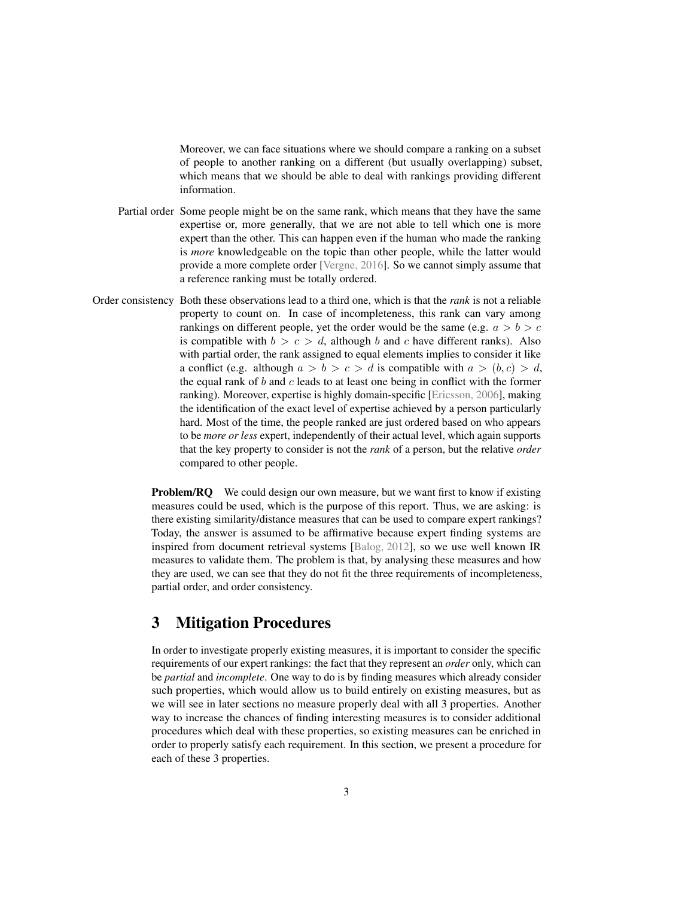Moreover, we can face situations where we should compare a ranking on a subset of people to another ranking on a different (but usually overlapping) subset, which means that we should be able to deal with rankings providing different information.

**Partial order** Some people might be on the same rank, which means that they have the same expertise or, more generally, that we are not able to tell which one is more expert than the other. This can happen even if the human who made the ranking is *more* knowledgeable on the topic than other people, while the latter would provide a more complete order [Vergne, 2016]. So we cannot simply assume that a reference ranking must be totally ordered.

**Order consistency** Both these observations lead to a third one, which is that the *rank* is not a reliable property to count on. In case of incompleteness, this rank can vary among rankings on different people, yet the order would be the same (e.g. $a > b > c$ is compatible with $b > c > d$, although $b$ and $c$ have different ranks). Also with partial order, the rank assigned to equal elements implies to consider it like a conflict (e.g. although $a > b > c > d$ is compatible with $a > (b, c) > d$, the equal rank of $b$ and $c$ leads to at least one being in conflict with the former ranking). Moreover, expertise is highly domain-specific [Ericsson, 2006], making the identification of the exact level of expertise achieved by a person particularly hard. Most of the time, the people ranked are just ordered based on who appears to be *more or less* expert, independently of their actual level, which again supports that the key property to consider is not the *rank* of a person, but the relative *order* compared to other people.

**Problem/RQ** We could design our own measure, but we want first to know if existing measures could be used, which is the purpose of this report. Thus, we are asking: is there existing similarity/distance measures that can be used to compare expert rankings? Today, the answer is assumed to be affirmative because expert finding systems are inspired from document retrieval systems [Balog, 2012], so we use well known IR measures to validate them. The problem is that, by analysing these measures and how they are used, we can see that they do not fit the three requirements of incompleteness, partial order, and order consistency.

# 3 Mitigation Procedures

In order to investigate properly existing measures, it is important to consider the specific requirements of our expert rankings: the fact that they represent an *order* only, which can be *partial* and *incomplete*. One way to do is by finding measures which already consider such properties, which would allow us to build entirely on existing measures, but as we will see in later sections no measure properly deal with all 3 properties. Another way to increase the chances of finding interesting measures is to consider additional procedures which deal with these properties, so existing measures can be enriched in order to properly satisfy each requirement. In this section, we present a procedure for each of these 3 properties.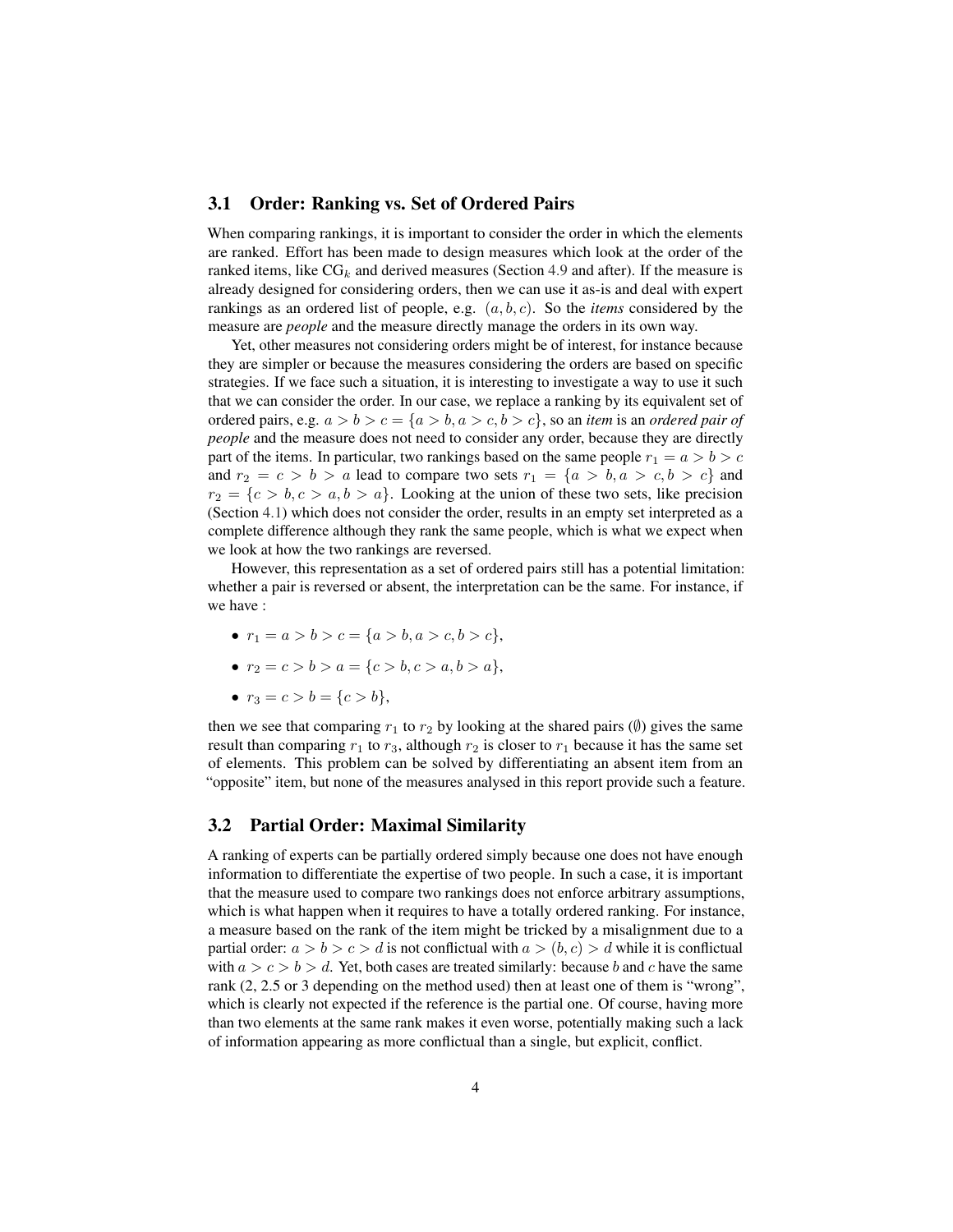## 3.1 Order: Ranking vs. Set of Ordered Pairs

When comparing rankings, it is important to consider the order in which the elements are ranked. Effort has been made to design measures which look at the order of the ranked items, like $CG_k$ and derived measures (Section 4.9 and after). If the measure is already designed for considering orders, then we can use it as-is and deal with expert rankings as an ordered list of people, e.g. $(a, b, c)$. So the *items* considered by the measure are *people* and the measure directly manage the orders in its own way.

Yet, other measures not considering orders might be of interest, for instance because they are simpler or because the measures considering the orders are based on specific strategies. If we face such a situation, it is interesting to investigate a way to use it such that we can consider the order. In our case, we replace a ranking by its equivalent set of ordered pairs, e.g. $a > b > c = \{a > b, a > c, b > c\}$, so an *item* is an *ordered pair of people* and the measure does not need to consider any order, because they are directly part of the items. In particular, two rankings based on the same people $r_1 = a > b > c$ and $r_2 = c > b > a$ lead to compare two sets $r_1 = \{a > b, a > c, b > c\}$ and $r_2 = \{c > b, c > a, b > a\}$. Looking at the union of these two sets, like precision (Section 4.1) which does not consider the order, results in an empty set interpreted as a complete difference although they rank the same people, which is what we expect when we look at how the two rankings are reversed.

However, this representation as a set of ordered pairs still has a potential limitation: whether a pair is reversed or absent, the interpretation can be the same. For instance, if we have :

- $r_1 = a > b > c = \{a > b, a > c, b > c\}$,
- $r_2 = c > b > a = \{c > b, c > a, b > a\}$,
- $r_3 = c > b = \{c > b\}$,

then we see that comparing $r_1$ to $r_2$ by looking at the shared pairs ($\emptyset$) gives the same result than comparing $r_1$ to $r_3$, although $r_2$ is closer to $r_1$ because it has the same set of elements. This problem can be solved by differentiating an absent item from an "opposite" item, but none of the measures analysed in this report provide such a feature.

## 3.2 Partial Order: Maximal Similarity

A ranking of experts can be partially ordered simply because one does not have enough information to differentiate the expertise of two people. In such a case, it is important that the measure used to compare two rankings does not enforce arbitrary assumptions, which is what happen when it requires to have a totally ordered ranking. For instance, a measure based on the rank of the item might be tricked by a misalignment due to a partial order: $a > b > c > d$ is not conflictual with $a > (b, c) > d$ while it is conflictual with $a > c > b > d$. Yet, both cases are treated similarly: because $b$ and $c$ have the same rank (2, 2.5 or 3 depending on the method used) then at least one of them is "wrong", which is clearly not expected if the reference is the partial one. Of course, having more than two elements at the same rank makes it even worse, potentially making such a lack of information appearing as more conflictual than a single, but explicit, conflict.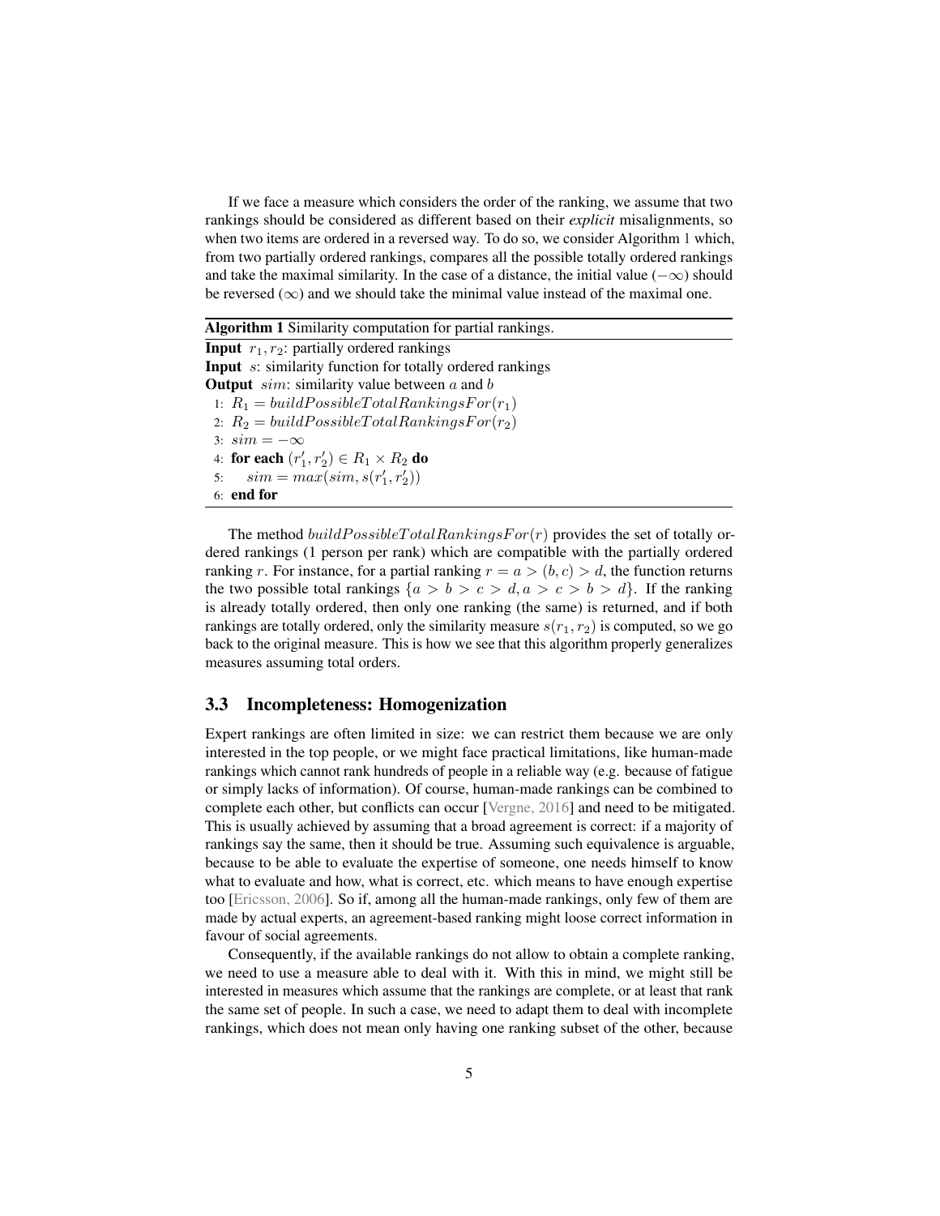If we face a measure which considers the order of the ranking, we assume that two rankings should be considered as different based on their *explicit* misalignments, so when two items are ordered in a reversed way. To do so, we consider Algorithm 1 which, from two partially ordered rankings, compares all the possible totally ordered rankings and take the maximal similarity. In the case of a distance, the initial value ($-\infty$) should be reversed ($\infty$) and we should take the minimal value instead of the maximal one.

**Algorithm 1** Similarity computation for partial rankings.

**Input** $r_1, r_2$: partially ordered rankings
**Input** $s$: similarity function for totally ordered rankings
**Output** $sim$: similarity value between $a$ and $b$

1: $R_1 = buildPossibleTotalRankingsFor(r_1)$
2: $R_2 = buildPossibleTotalRankingsFor(r_2)$
3: $sim = -\infty$
4: **for each** $(r'_1, r'_2) \in R_1 \times R_2$ **do**
5: $\quad sim = max(sim, s(r'_1, r'_2))$
6: **end for**

The method $buildPossibleTotalRankingsFor(r)$ provides the set of totally ordered rankings (1 person per rank) which are compatible with the partially ordered ranking $r$. For instance, for a partial ranking $r = a > (b, c) > d$, the function returns the two possible total rankings $\{a > b > c > d, a > c > b > d\}$. If the ranking is already totally ordered, then only one ranking (the same) is returned, and if both rankings are totally ordered, only the similarity measure $s(r_1, r_2)$ is computed, so we go back to the original measure. This is how we see that this algorithm properly generalizes measures assuming total orders.

### 3.3 Incompleteness: Homogenization

Expert rankings are often limited in size: we can restrict them because we are only interested in the top people, or we might face practical limitations, like human-made rankings which cannot rank hundreds of people in a reliable way (e.g. because of fatigue or simply lacks of information). Of course, human-made rankings can be combined to complete each other, but conflicts can occur [Vergne, 2016] and need to be mitigated. This is usually achieved by assuming that a broad agreement is correct: if a majority of rankings say the same, then it should be true. Assuming such equivalence is arguable, because to be able to evaluate the expertise of someone, one needs himself to know what to evaluate and how, what is correct, etc. which means to have enough expertise too [Ericsson, 2006]. So if, among all the human-made rankings, only few of them are made by actual experts, an agreement-based ranking might loose correct information in favour of social agreements.

Consequently, if the available rankings do not allow to obtain a complete ranking, we need to use a measure able to deal with it. With this in mind, we might still be interested in measures which assume that the rankings are complete, or at least that rank the same set of people. In such a case, we need to adapt them to deal with incomplete rankings, which does not mean only having one ranking subset of the other, because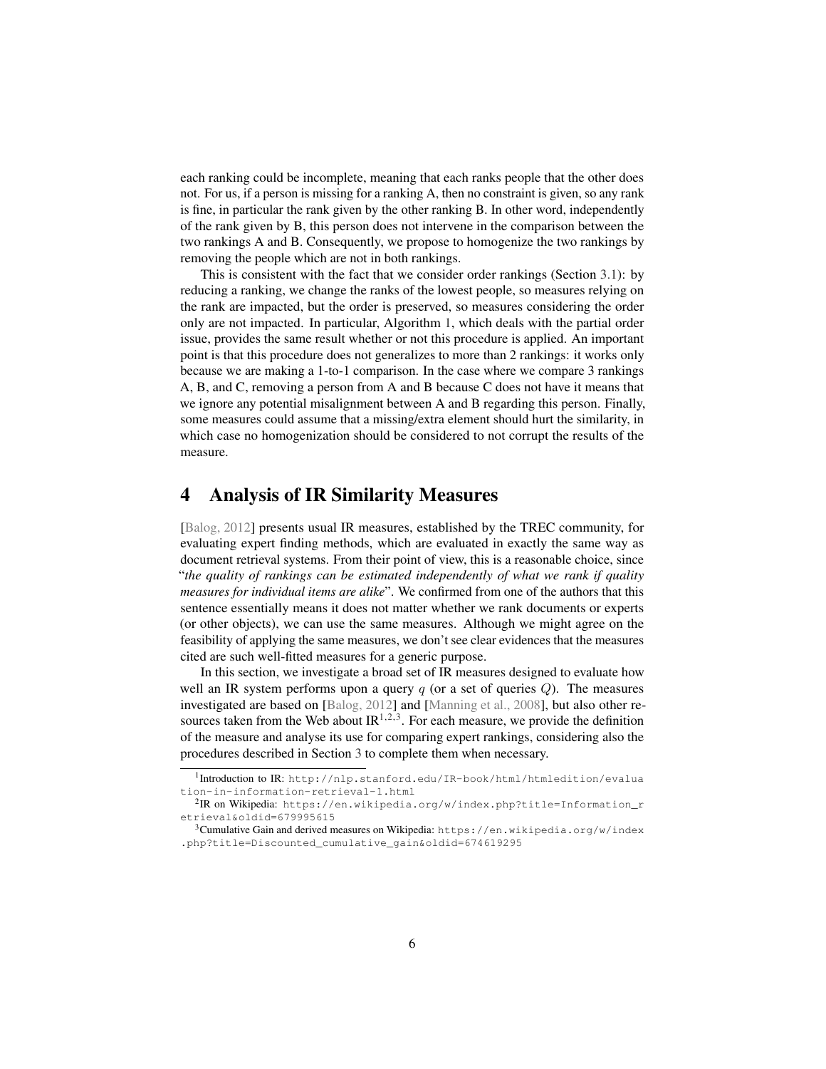each ranking could be incomplete, meaning that each ranks people that the other does not. For us, if a person is missing for a ranking A, then no constraint is given, so any rank is fine, in particular the rank given by the other ranking B. In other word, independently of the rank given by B, this person does not intervene in the comparison between the two rankings A and B. Consequently, we propose to homogenize the two rankings by removing the people which are not in both rankings.

This is consistent with the fact that we consider order rankings (Section 3.1): by reducing a ranking, we change the ranks of the lowest people, so measures relying on the rank are impacted, but the order is preserved, so measures considering the order only are not impacted. In particular, Algorithm 1, which deals with the partial order issue, provides the same result whether or not this procedure is applied. An important point is that this procedure does not generalizes to more than 2 rankings: it works only because we are making a 1-to-1 comparison. In the case where we compare 3 rankings A, B, and C, removing a person from A and B because C does not have it means that we ignore any potential misalignment between A and B regarding this person. Finally, some measures could assume that a missing/extra element should hurt the similarity, in which case no homogenization should be considered to not corrupt the results of the measure.

# 4 Analysis of IR Similarity Measures

[Balog, 2012] presents usual IR measures, established by the TREC community, for evaluating expert finding methods, which are evaluated in exactly the same way as document retrieval systems. From their point of view, this is a reasonable choice, since "*the quality of rankings can be estimated independently of what we rank if quality measures for individual items are alike*". We confirmed from one of the authors that this sentence essentially means it does not matter whether we rank documents or experts (or other objects), we can use the same measures. Although we might agree on the feasibility of applying the same measures, we don't see clear evidences that the measures cited are such well-fitted measures for a generic purpose.

In this section, we investigate a broad set of IR measures designed to evaluate how well an IR system performs upon a query $q$ (or a set of queries $Q$). The measures investigated are based on [Balog, 2012] and [Manning et al., 2008], but also other resources taken from the Web about IR[1,2,3]. For each measure, we provide the definition of the measure and analyse its use for comparing expert rankings, considering also the procedures described in Section 3 to complete them when necessary.

[1] Introduction to IR: http://nlp.stanford.edu/IR-book/html/htmledition/evaluation-in-information-retrieval-1.html

[2] IR on Wikipedia: https://en.wikipedia.org/w/index.php?title=Information_retrieval&oldid=679995615

[3] Cumulative Gain and derived measures on Wikipedia: https://en.wikipedia.org/w/index.php?title=Discounted_cumulative_gain&oldid=674619295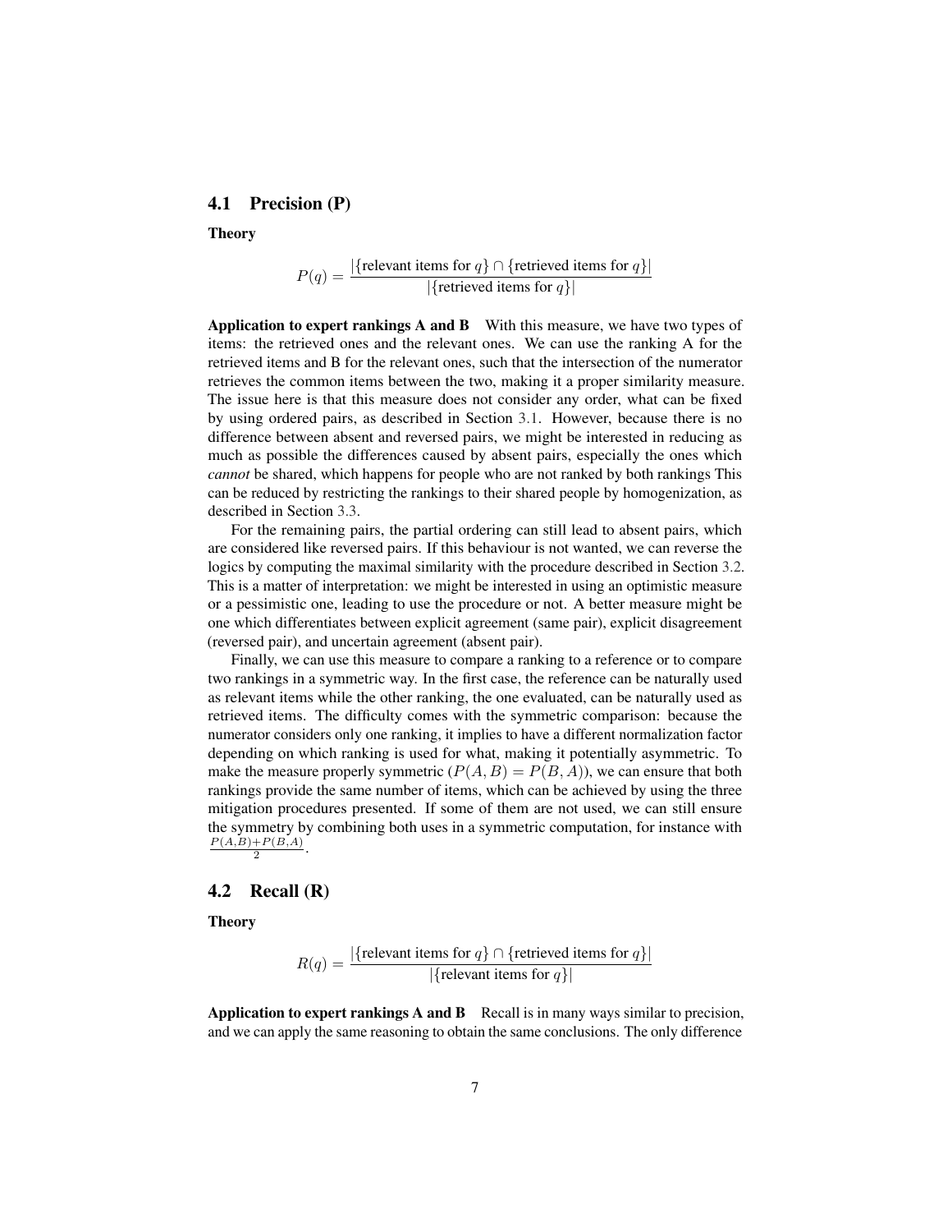## 4.1 Precision (P)

**Theory**

$$P(q) = \frac{|\{\text{relevant items for } q\} \cap \{\text{retrieved items for } q\}|}{|\{\text{retrieved items for } q\}|}$$

**Application to expert rankings A and B** With this measure, we have two types of items: the retrieved ones and the relevant ones. We can use the ranking A for the retrieved items and B for the relevant ones, such that the intersection of the numerator retrieves the common items between the two, making it a proper similarity measure. The issue here is that this measure does not consider any order, what can be fixed by using ordered pairs, as described in Section 3.1. However, because there is no difference between absent and reversed pairs, we might be interested in reducing as much as possible the differences caused by absent pairs, especially the ones which *cannot* be shared, which happens for people who are not ranked by both rankings This can be reduced by restricting the rankings to their shared people by homogenization, as described in Section 3.3.

For the remaining pairs, the partial ordering can still lead to absent pairs, which are considered like reversed pairs. If this behaviour is not wanted, we can reverse the logics by computing the maximal similarity with the procedure described in Section 3.2. This is a matter of interpretation: we might be interested in using an optimistic measure or a pessimistic one, leading to use the procedure or not. A better measure might be one which differentiates between explicit agreement (same pair), explicit disagreement (reversed pair), and uncertain agreement (absent pair).

Finally, we can use this measure to compare a ranking to a reference or to compare two rankings in a symmetric way. In the first case, the reference can be naturally used as relevant items while the other ranking, the one evaluated, can be naturally used as retrieved items. The difficulty comes with the symmetric comparison: because the numerator considers only one ranking, it implies to have a different normalization factor depending on which ranking is used for what, making it potentially asymmetric. To make the measure properly symmetric ($P(A, B) = P(B, A)$), we can ensure that both rankings provide the same number of items, which can be achieved by using the three mitigation procedures presented. If some of them are not used, we can still ensure the symmetry by combining both uses in a symmetric computation, for instance with $\frac{P(A,B)+P(B,A)}{2}$.

## 4.2 Recall (R)

**Theory**

$$R(q) = \frac{|\{\text{relevant items for } q\} \cap \{\text{retrieved items for } q\}|}{|\{\text{relevant items for } q\}|}$$

**Application to expert rankings A and B** Recall is in many ways similar to precision, and we can apply the same reasoning to obtain the same conclusions. The only difference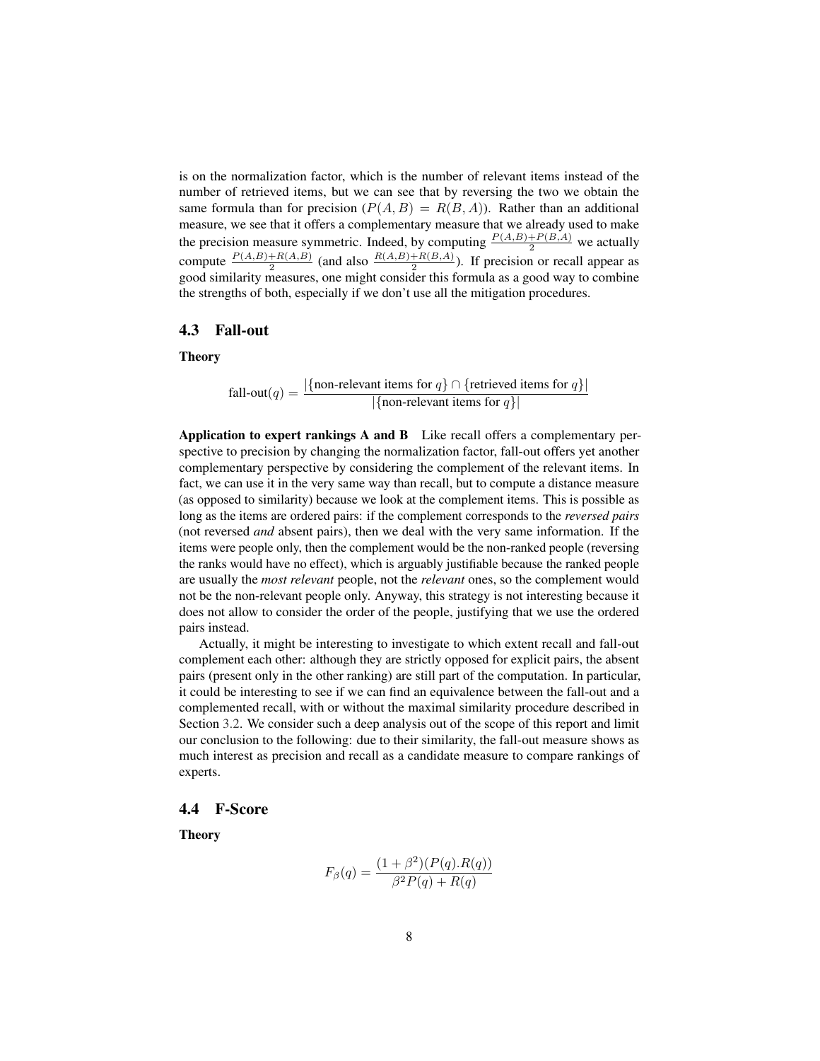is on the normalization factor, which is the number of relevant items instead of the number of retrieved items, but we can see that by reversing the two we obtain the same formula than for precision ($P(A,B) = R(B,A)$). Rather than an additional measure, we see that it offers a complementary measure that we already used to make the precision measure symmetric. Indeed, by computing $\frac{P(A,B)+P(B,A)}{2}$ we actually compute $\frac{P(A,B)+R(A,B)}{2}$ (and also $\frac{R(A,B)+R(B,A)}{2}$). If precision or recall appear as good similarity measures, one might consider this formula as a good way to combine the strengths of both, especially if we don't use all the mitigation procedures.

### 4.3 Fall-out

**Theory**

$$\text{fall-out}(q) = \frac{|\{\text{non-relevant items for } q\} \cap \{\text{retrieved items for } q\}|}{|\{\text{non-relevant items for } q\}|}$$

**Application to expert rankings A and B** Like recall offers a complementary perspective to precision by changing the normalization factor, fall-out offers yet another complementary perspective by considering the complement of the relevant items. In fact, we can use it in the very same way than recall, but to compute a distance measure (as opposed to similarity) because we look at the complement items. This is possible as long as the items are ordered pairs: if the complement corresponds to the *reversed pairs* (not reversed *and* absent pairs), then we deal with the very same information. If the items were people only, then the complement would be the non-ranked people (reversing the ranks would have no effect), which is arguably justifiable because the ranked people are usually the *most relevant* people, not the *relevant* ones, so the complement would not be the non-relevant people only. Anyway, this strategy is not interesting because it does not allow to consider the order of the people, justifying that we use the ordered pairs instead.

Actually, it might be interesting to investigate to which extent recall and fall-out complement each other: although they are strictly opposed for explicit pairs, the absent pairs (present only in the other ranking) are still part of the computation. In particular, it could be interesting to see if we can find an equivalence between the fall-out and a complemented recall, with or without the maximal similarity procedure described in Section 3.2. We consider such a deep analysis out of the scope of this report and limit our conclusion to the following: due to their similarity, the fall-out measure shows as much interest as precision and recall as a candidate measure to compare rankings of experts.

### 4.4 F-Score

**Theory**

$$F_\beta(q) = \frac{(1+\beta^2)(P(q).R(q))}{\beta^2 P(q) + R(q)}$$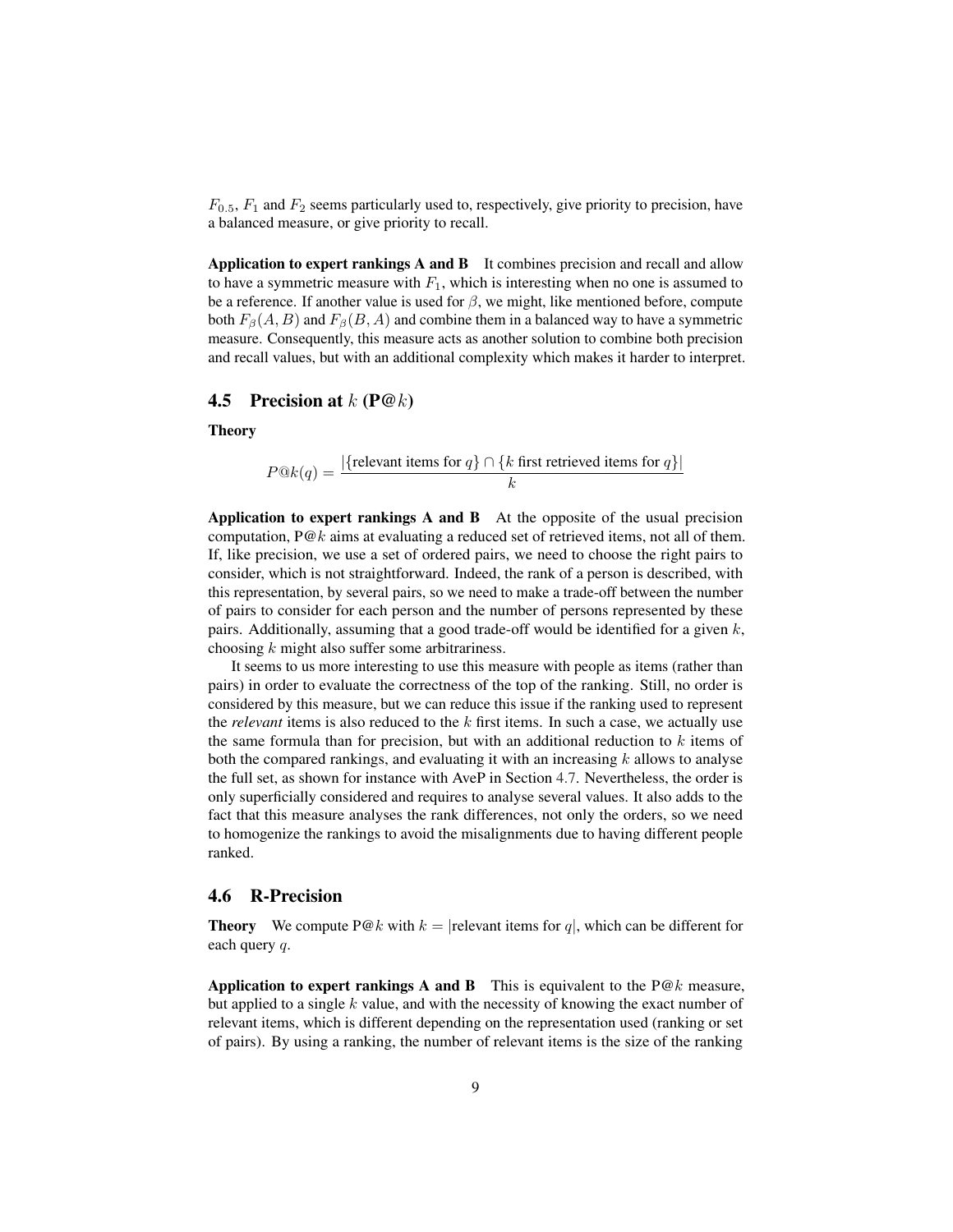$F_{0.5}$, $F_1$ and $F_2$ seems particularly used to, respectively, give priority to precision, have a balanced measure, or give priority to recall.

**Application to expert rankings A and B** It combines precision and recall and allow to have a symmetric measure with $F_1$, which is interesting when no one is assumed to be a reference. If another value is used for $\beta$, we might, like mentioned before, compute both $F_\beta(A, B)$ and $F_\beta(B, A)$ and combine them in a balanced way to have a symmetric measure. Consequently, this measure acts as another solution to combine both precision and recall values, but with an additional complexity which makes it harder to interpret.

## 4.5 Precision at $k$ (P@$k$)

**Theory**

$$P@k(q) = \frac{|\{\text{relevant items for } q\} \cap \{k \text{ first retrieved items for } q\}|}{k}$$

**Application to expert rankings A and B** At the opposite of the usual precision computation, P@$k$ aims at evaluating a reduced set of retrieved items, not all of them. If, like precision, we use a set of ordered pairs, we need to choose the right pairs to consider, which is not straightforward. Indeed, the rank of a person is described, with this representation, by several pairs, so we need to make a trade-off between the number of pairs to consider for each person and the number of persons represented by these pairs. Additionally, assuming that a good trade-off would be identified for a given $k$, choosing $k$ might also suffer some arbitrariness.

It seems to us more interesting to use this measure with people as items (rather than pairs) in order to evaluate the correctness of the top of the ranking. Still, no order is considered by this measure, but we can reduce this issue if the ranking used to represent the *relevant* items is also reduced to the $k$ first items. In such a case, we actually use the same formula than for precision, but with an additional reduction to $k$ items of both the compared rankings, and evaluating it with an increasing $k$ allows to analyse the full set, as shown for instance with AveP in Section 4.7. Nevertheless, the order is only superficially considered and requires to analyse several values. It also adds to the fact that this measure analyses the rank differences, not only the orders, so we need to homogenize the rankings to avoid the misalignments due to having different people ranked.

## 4.6 R-Precision

**Theory** We compute P@$k$ with $k = |\text{relevant items for } q|$, which can be different for each query $q$.

**Application to expert rankings A and B** This is equivalent to the P@$k$ measure, but applied to a single $k$ value, and with the necessity of knowing the exact number of relevant items, which is different depending on the representation used (ranking or set of pairs). By using a ranking, the number of relevant items is the size of the ranking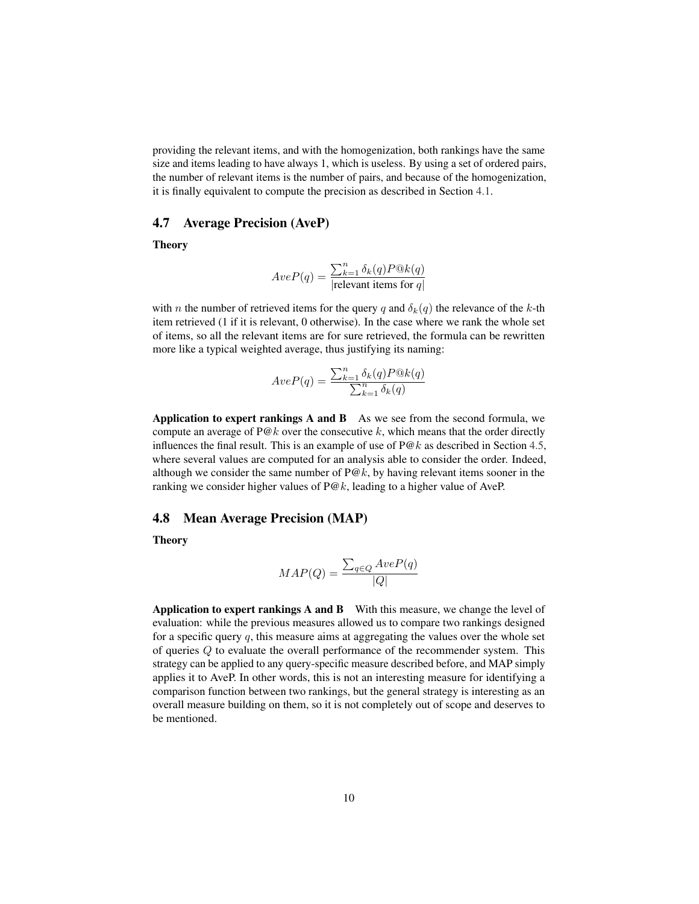providing the relevant items, and with the homogenization, both rankings have the same size and items leading to have always 1, which is useless. By using a set of ordered pairs, the number of relevant items is the number of pairs, and because of the homogenization, it is finally equivalent to compute the precision as described in Section 4.1.

## 4.7 Average Precision (AveP)

**Theory**

$$AveP(q) = \frac{\sum_{k=1}^{n} \delta_k(q) P@k(q)}{|\text{relevant items for } q|}$$

with $n$ the number of retrieved items for the query $q$ and $\delta_k(q)$ the relevance of the $k$-th item retrieved (1 if it is relevant, 0 otherwise). In the case where we rank the whole set of items, so all the relevant items are for sure retrieved, the formula can be rewritten more like a typical weighted average, thus justifying its naming:

$$AveP(q) = \frac{\sum_{k=1}^{n} \delta_k(q) P@k(q)}{\sum_{k=1}^{n} \delta_k(q)}$$

**Application to expert rankings A and B** As we see from the second formula, we compute an average of P@$k$ over the consecutive $k$, which means that the order directly influences the final result. This is an example of use of P@$k$ as described in Section 4.5, where several values are computed for an analysis able to consider the order. Indeed, although we consider the same number of P@$k$, by having relevant items sooner in the ranking we consider higher values of P@$k$, leading to a higher value of AveP.

## 4.8 Mean Average Precision (MAP)

**Theory**

$$MAP(Q) = \frac{\sum_{q \in Q} AveP(q)}{|Q|}$$

**Application to expert rankings A and B** With this measure, we change the level of evaluation: while the previous measures allowed us to compare two rankings designed for a specific query $q$, this measure aims at aggregating the values over the whole set of queries $Q$ to evaluate the overall performance of the recommender system. This strategy can be applied to any query-specific measure described before, and MAP simply applies it to AveP. In other words, this is not an interesting measure for identifying a comparison function between two rankings, but the general strategy is interesting as an overall measure building on them, so it is not completely out of scope and deserves to be mentioned.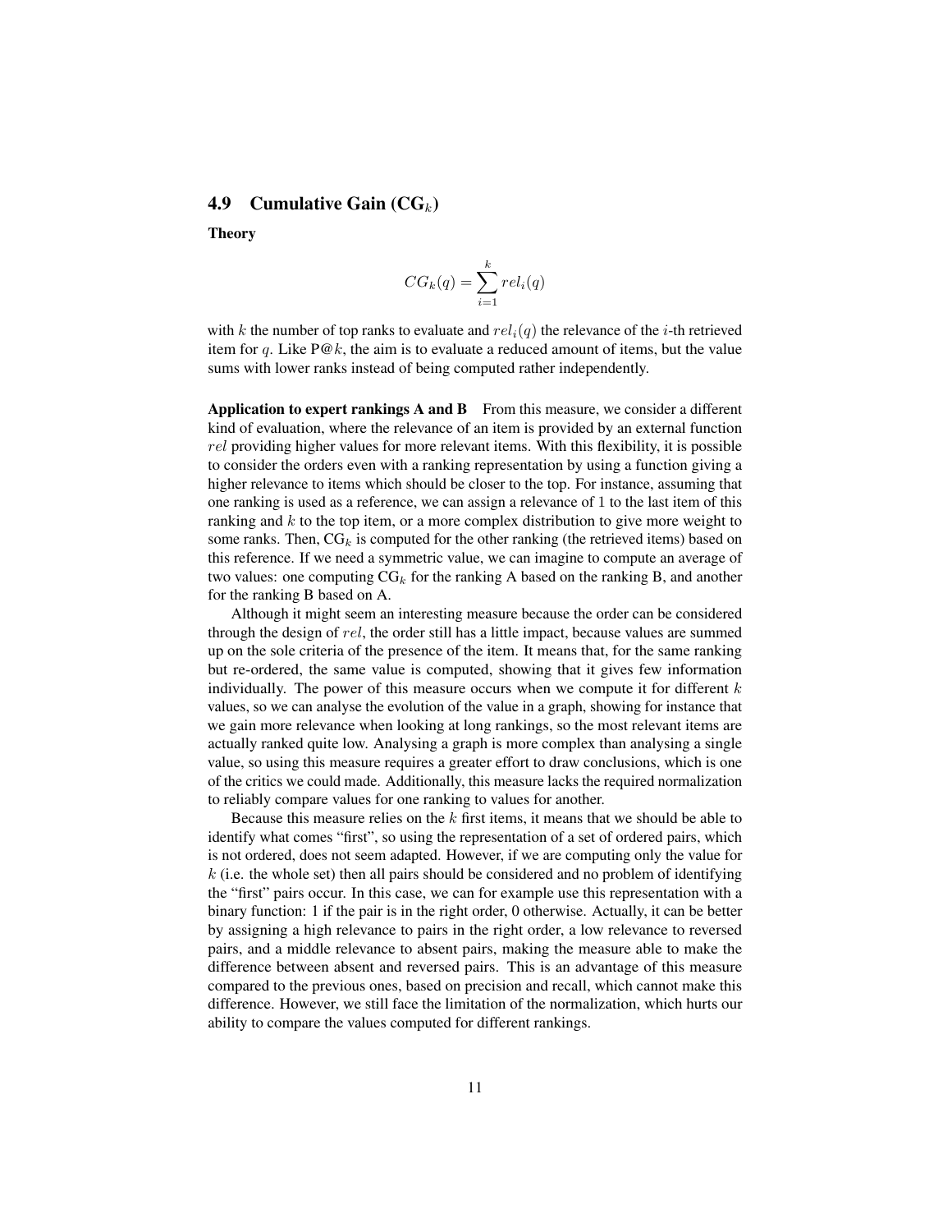### 4.9 Cumulative Gain ($\text{CG}_k$)

**Theory**

$$CG_k(q) = \sum_{i=1}^{k} rel_i(q)$$

with $k$ the number of top ranks to evaluate and $rel_i(q)$ the relevance of the $i$-th retrieved item for $q$. Like P@$k$, the aim is to evaluate a reduced amount of items, but the value sums with lower ranks instead of being computed rather independently.

**Application to expert rankings A and B** From this measure, we consider a different kind of evaluation, where the relevance of an item is provided by an external function $rel$ providing higher values for more relevant items. With this flexibility, it is possible to consider the orders even with a ranking representation by using a function giving a higher relevance to items which should be closer to the top. For instance, assuming that one ranking is used as a reference, we can assign a relevance of 1 to the last item of this ranking and $k$ to the top item, or a more complex distribution to give more weight to some ranks. Then, $\text{CG}_k$ is computed for the other ranking (the retrieved items) based on this reference. If we need a symmetric value, we can imagine to compute an average of two values: one computing $\text{CG}_k$ for the ranking A based on the ranking B, and another for the ranking B based on A.

Although it might seem an interesting measure because the order can be considered through the design of $rel$, the order still has a little impact, because values are summed up on the sole criteria of the presence of the item. It means that, for the same ranking but re-ordered, the same value is computed, showing that it gives few information individually. The power of this measure occurs when we compute it for different $k$ values, so we can analyse the evolution of the value in a graph, showing for instance that we gain more relevance when looking at long rankings, so the most relevant items are actually ranked quite low. Analysing a graph is more complex than analysing a single value, so using this measure requires a greater effort to draw conclusions, which is one of the critics we could made. Additionally, this measure lacks the required normalization to reliably compare values for one ranking to values for another.

Because this measure relies on the $k$ first items, it means that we should be able to identify what comes "first", so using the representation of a set of ordered pairs, which is not ordered, does not seem adapted. However, if we are computing only the value for $k$ (i.e. the whole set) then all pairs should be considered and no problem of identifying the "first" pairs occur. In this case, we can for example use this representation with a binary function: 1 if the pair is in the right order, 0 otherwise. Actually, it can be better by assigning a high relevance to pairs in the right order, a low relevance to reversed pairs, and a middle relevance to absent pairs, making the measure able to make the difference between absent and reversed pairs. This is an advantage of this measure compared to the previous ones, based on precision and recall, which cannot make this difference. However, we still face the limitation of the normalization, which hurts our ability to compare the values computed for different rankings.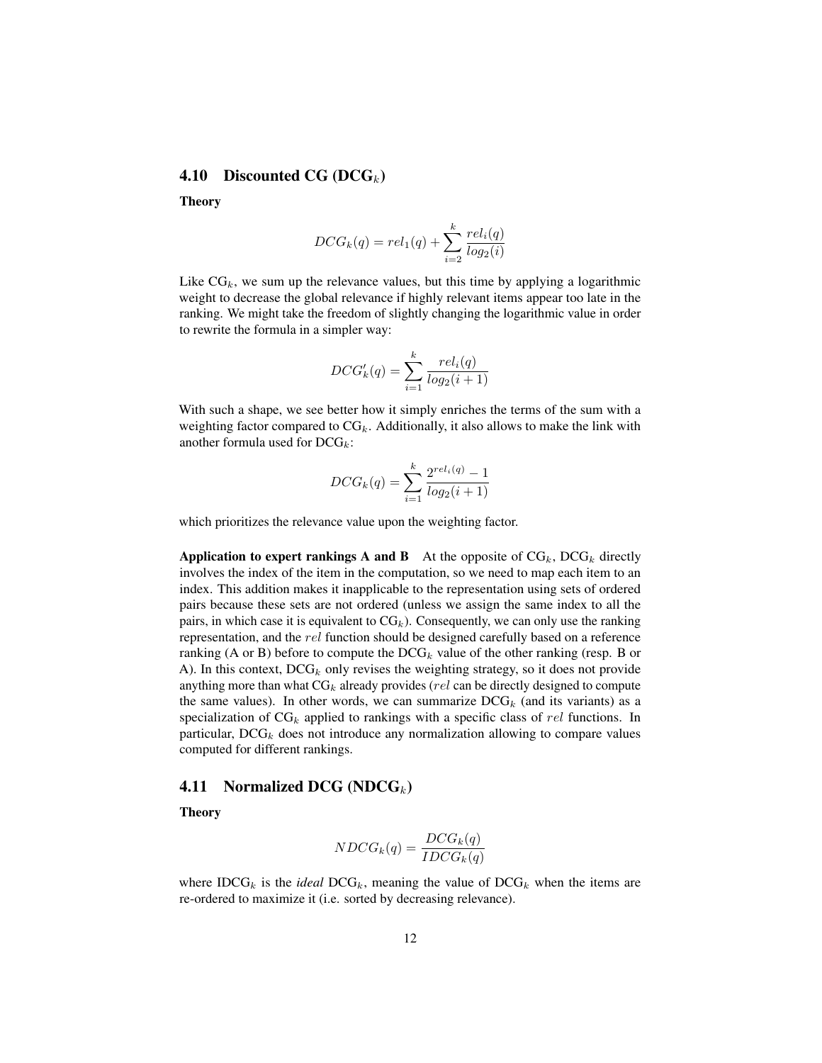### 4.10 Discounted CG (DCG$_k$)

**Theory**

$$DCG_k(q) = rel_1(q) + \sum_{i=2}^{k} \frac{rel_i(q)}{log_2(i)}$$

Like CG$_k$, we sum up the relevance values, but this time by applying a logarithmic weight to decrease the global relevance if highly relevant items appear too late in the ranking. We might take the freedom of slightly changing the logarithmic value in order to rewrite the formula in a simpler way:

$$DCG'_k(q) = \sum_{i=1}^{k} \frac{rel_i(q)}{log_2(i+1)}$$

With such a shape, we see better how it simply enriches the terms of the sum with a weighting factor compared to CG$_k$. Additionally, it also allows to make the link with another formula used for DCG$_k$:

$$DCG_k(q) = \sum_{i=1}^{k} \frac{2^{rel_i(q)} - 1}{log_2(i+1)}$$

which prioritizes the relevance value upon the weighting factor.

**Application to expert rankings A and B** At the opposite of CG$_k$, DCG$_k$ directly involves the index of the item in the computation, so we need to map each item to an index. This addition makes it inapplicable to the representation using sets of ordered pairs because these sets are not ordered (unless we assign the same index to all the pairs, in which case it is equivalent to CG$_k$). Consequently, we can only use the ranking representation, and the $rel$ function should be designed carefully based on a reference ranking (A or B) before to compute the DCG$_k$ value of the other ranking (resp. B or A). In this context, DCG$_k$ only revises the weighting strategy, so it does not provide anything more than what CG$_k$ already provides ($rel$ can be directly designed to compute the same values). In other words, we can summarize DCG$_k$ (and its variants) as a specialization of CG$_k$ applied to rankings with a specific class of $rel$ functions. In particular, DCG$_k$ does not introduce any normalization allowing to compare values computed for different rankings.

### 4.11 Normalized DCG (NDCG$_k$)

**Theory**

$$NDCG_k(q) = \frac{DCG_k(q)}{IDCG_k(q)}$$

where IDCG$_k$ is the *ideal* DCG$_k$, meaning the value of DCG$_k$ when the items are re-ordered to maximize it (i.e. sorted by decreasing relevance).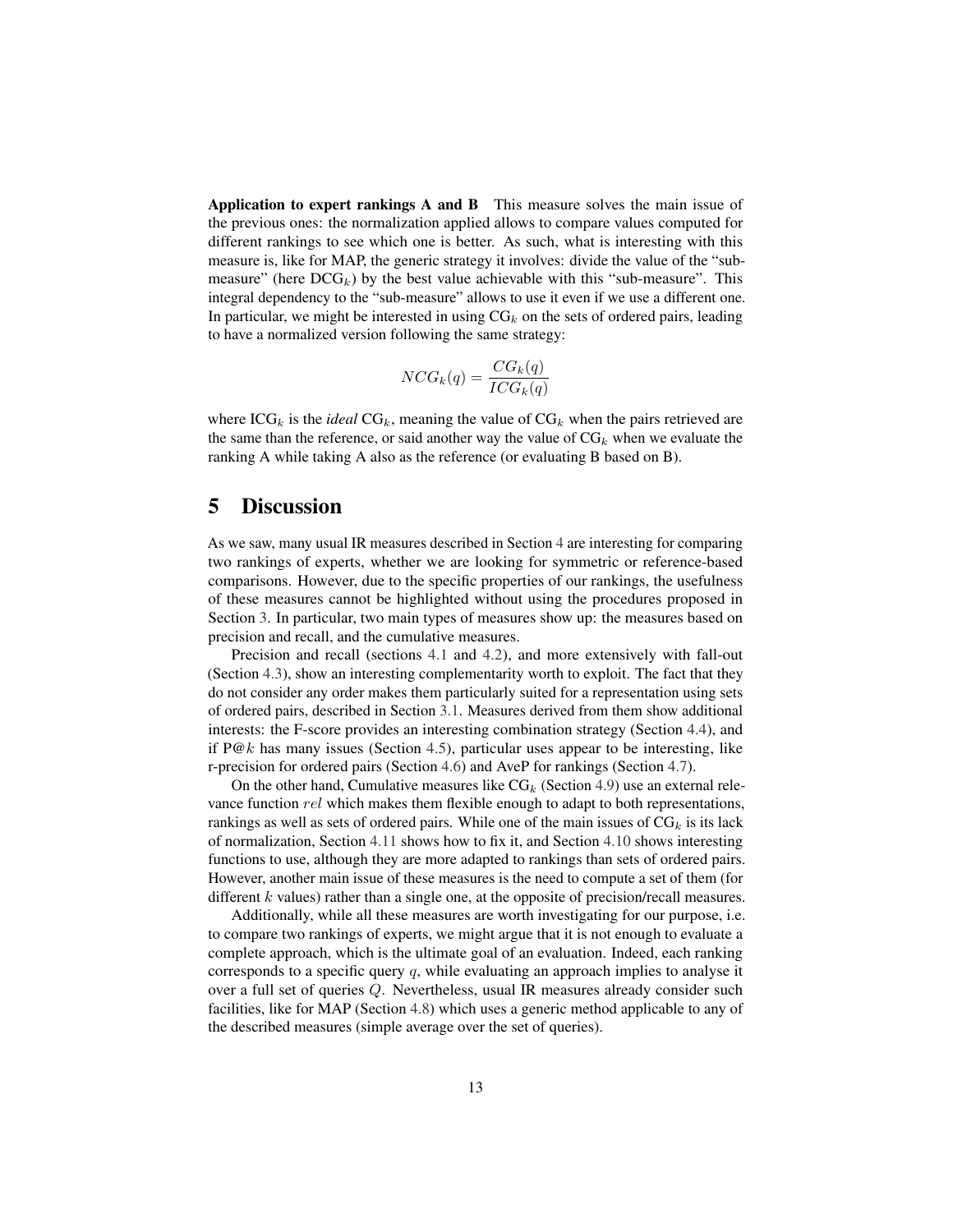**Application to expert rankings A and B** This measure solves the main issue of the previous ones: the normalization applied allows to compare values computed for different rankings to see which one is better. As such, what is interesting with this measure is, like for MAP, the generic strategy it involves: divide the value of the "sub-measure" (here $DCG_k$) by the best value achievable with this "sub-measure". This integral dependency to the "sub-measure" allows to use it even if we use a different one. In particular, we might be interested in using $CG_k$ on the sets of ordered pairs, leading to have a normalized version following the same strategy:

$$NCG_k(q) = \frac{CG_k(q)}{ICG_k(q)}$$

where $ICG_k$ is the *ideal* $CG_k$, meaning the value of $CG_k$ when the pairs retrieved are the same than the reference, or said another way the value of $CG_k$ when we evaluate the ranking A while taking A also as the reference (or evaluating B based on B).

# 5 Discussion

As we saw, many usual IR measures described in Section 4 are interesting for comparing two rankings of experts, whether we are looking for symmetric or reference-based comparisons. However, due to the specific properties of our rankings, the usefulness of these measures cannot be highlighted without using the procedures proposed in Section 3. In particular, two main types of measures show up: the measures based on precision and recall, and the cumulative measures.

Precision and recall (sections 4.1 and 4.2), and more extensively with fall-out (Section 4.3), show an interesting complementarity worth to exploit. The fact that they do not consider any order makes them particularly suited for a representation using sets of ordered pairs, described in Section 3.1. Measures derived from them show additional interests: the F-score provides an interesting combination strategy (Section 4.4), and if P@$k$ has many issues (Section 4.5), particular uses appear to be interesting, like r-precision for ordered pairs (Section 4.6) and AveP for rankings (Section 4.7).

On the other hand, Cumulative measures like $CG_k$ (Section 4.9) use an external relevance function $rel$ which makes them flexible enough to adapt to both representations, rankings as well as sets of ordered pairs. While one of the main issues of $CG_k$ is its lack of normalization, Section 4.11 shows how to fix it, and Section 4.10 shows interesting functions to use, although they are more adapted to rankings than sets of ordered pairs. However, another main issue of these measures is the need to compute a set of them (for different $k$ values) rather than a single one, at the opposite of precision/recall measures.

Additionally, while all these measures are worth investigating for our purpose, i.e. to compare two rankings of experts, we might argue that it is not enough to evaluate a complete approach, which is the ultimate goal of an evaluation. Indeed, each ranking corresponds to a specific query $q$, while evaluating an approach implies to analyse it over a full set of queries $Q$. Nevertheless, usual IR measures already consider such facilities, like for MAP (Section 4.8) which uses a generic method applicable to any of the described measures (simple average over the set of queries).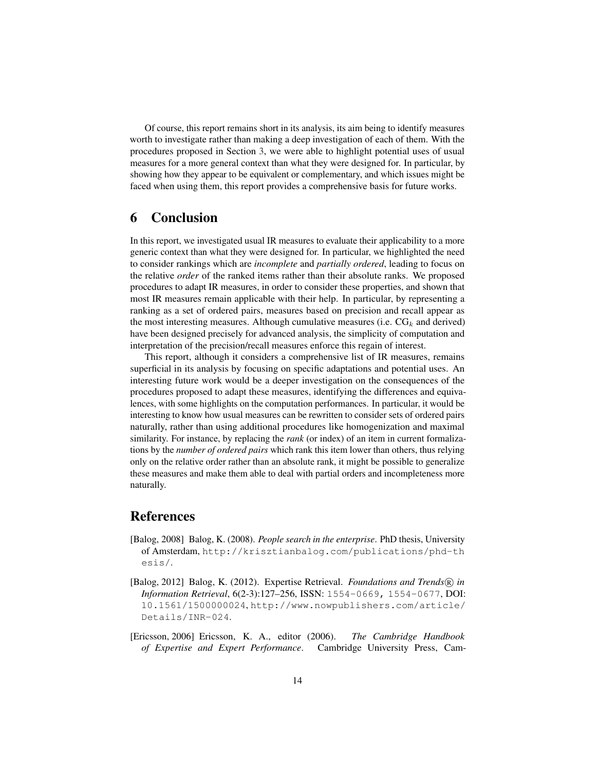Of course, this report remains short in its analysis, its aim being to identify measures worth to investigate rather than making a deep investigation of each of them. With the procedures proposed in Section 3, we were able to highlight potential uses of usual measures for a more general context than what they were designed for. In particular, by showing how they appear to be equivalent or complementary, and which issues might be faced when using them, this report provides a comprehensive basis for future works.

# 6 Conclusion

In this report, we investigated usual IR measures to evaluate their applicability to a more generic context than what they were designed for. In particular, we highlighted the need to consider rankings which are *incomplete* and *partially ordered*, leading to focus on the relative *order* of the ranked items rather than their absolute ranks. We proposed procedures to adapt IR measures, in order to consider these properties, and shown that most IR measures remain applicable with their help. In particular, by representing a ranking as a set of ordered pairs, measures based on precision and recall appear as the most interesting measures. Although cumulative measures (i.e. $CG_k$ and derived) have been designed precisely for advanced analysis, the simplicity of computation and interpretation of the precision/recall measures enforce this regain of interest.

This report, although it considers a comprehensive list of IR measures, remains superficial in its analysis by focusing on specific adaptations and potential uses. An interesting future work would be a deeper investigation on the consequences of the procedures proposed to adapt these measures, identifying the differences and equivalences, with some highlights on the computation performances. In particular, it would be interesting to know how usual measures can be rewritten to consider sets of ordered pairs naturally, rather than using additional procedures like homogenization and maximal similarity. For instance, by replacing the *rank* (or index) of an item in current formalizations by the *number of ordered pairs* which rank this item lower than others, thus relying only on the relative order rather than an absolute rank, it might be possible to generalize these measures and make them able to deal with partial orders and incompleteness more naturally.

# References

[Balog, 2008] Balog, K. (2008). *People search in the enterprise*. PhD thesis, University of Amsterdam, http://krisztianbalog.com/publications/phd-thesis/.

[Balog, 2012] Balog, K. (2012). Expertise Retrieval. *Foundations and Trends® in Information Retrieval*, 6(2-3):127–256, ISSN: 1554-0669, 1554-0677, DOI: 10.1561/1500000024, http://www.nowpublishers.com/article/Details/INR-024.

[Ericsson, 2006] Ericsson, K. A., editor (2006). *The Cambridge Handbook of Expertise and Expert Performance*. Cambridge University Press, Cam-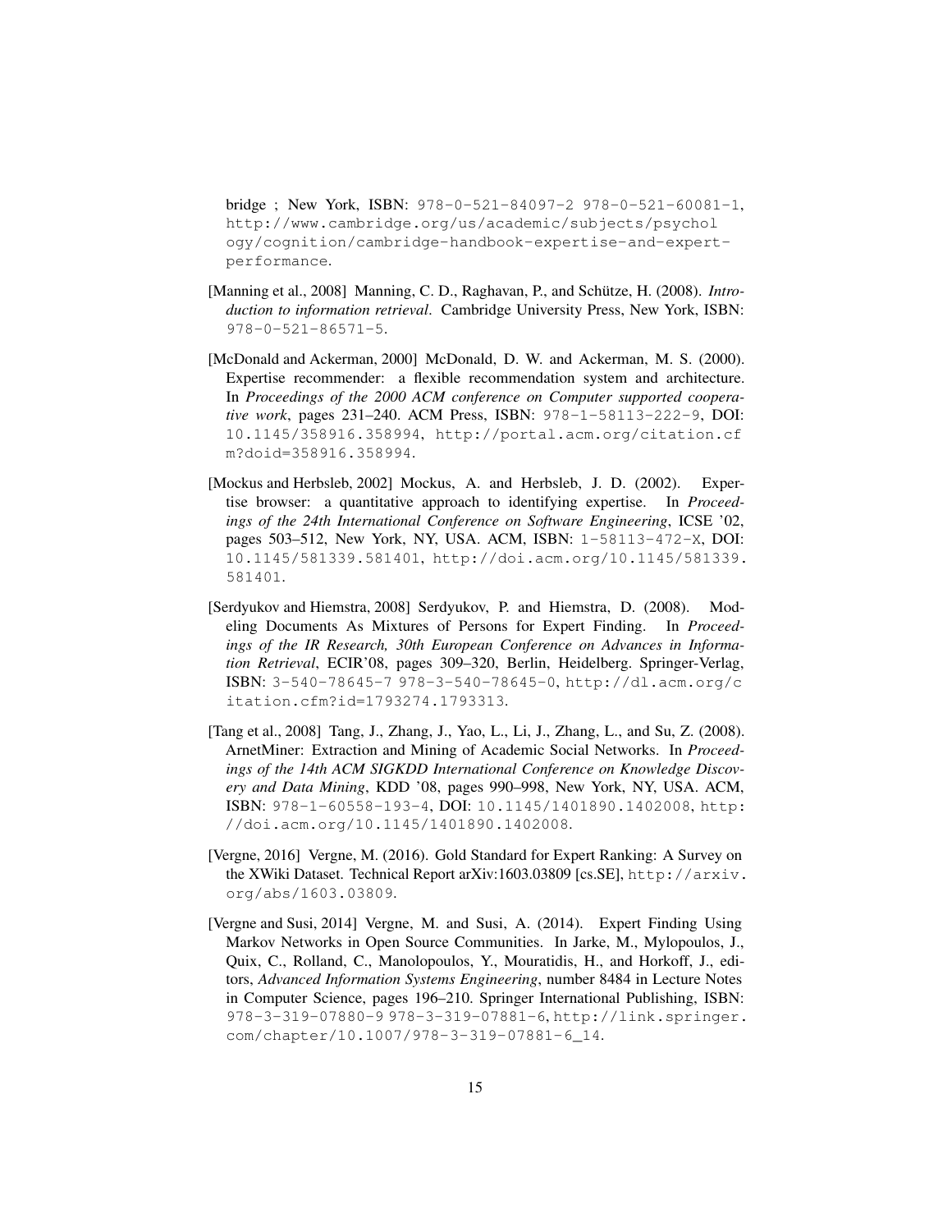bridge ; New York, ISBN: 978-0-521-84097-2 978-0-521-60081-1, http://www.cambridge.org/us/academic/subjects/psychology/cognition/cambridge-handbook-expertise-and-expert-performance.

[Manning et al., 2008] Manning, C. D., Raghavan, P., and Schütze, H. (2008). *Introduction to information retrieval*. Cambridge University Press, New York, ISBN: 978-0-521-86571-5.

[McDonald and Ackerman, 2000] McDonald, D. W. and Ackerman, M. S. (2000). Expertise recommender: a flexible recommendation system and architecture. In *Proceedings of the 2000 ACM conference on Computer supported cooperative work*, pages 231–240. ACM Press, ISBN: 978-1-58113-222-9, DOI: 10.1145/358916.358994, http://portal.acm.org/citation.cfm?doid=358916.358994.

[Mockus and Herbsleb, 2002] Mockus, A. and Herbsleb, J. D. (2002). Expertise browser: a quantitative approach to identifying expertise. In *Proceedings of the 24th International Conference on Software Engineering*, ICSE '02, pages 503–512, New York, NY, USA. ACM, ISBN: 1-58113-472-X, DOI: 10.1145/581339.581401, http://doi.acm.org/10.1145/581339.581401.

[Serdyukov and Hiemstra, 2008] Serdyukov, P. and Hiemstra, D. (2008). Modeling Documents As Mixtures of Persons for Expert Finding. In *Proceedings of the IR Research, 30th European Conference on Advances in Information Retrieval*, ECIR'08, pages 309–320, Berlin, Heidelberg. Springer-Verlag, ISBN: 3-540-78645-7 978-3-540-78645-0, http://dl.acm.org/citation.cfm?id=1793274.1793313.

[Tang et al., 2008] Tang, J., Zhang, J., Yao, L., Li, J., Zhang, L., and Su, Z. (2008). ArnetMiner: Extraction and Mining of Academic Social Networks. In *Proceedings of the 14th ACM SIGKDD International Conference on Knowledge Discovery and Data Mining*, KDD '08, pages 990–998, New York, NY, USA. ACM, ISBN: 978-1-60558-193-4, DOI: 10.1145/1401890.1402008, http://doi.acm.org/10.1145/1401890.1402008.

[Vergne, 2016] Vergne, M. (2016). Gold Standard for Expert Ranking: A Survey on the XWiki Dataset. Technical Report arXiv:1603.03809 [cs.SE], http://arxiv.org/abs/1603.03809.

[Vergne and Susi, 2014] Vergne, M. and Susi, A. (2014). Expert Finding Using Markov Networks in Open Source Communities. In Jarke, M., Mylopoulos, J., Quix, C., Rolland, C., Manolopoulos, Y., Mouratidis, H., and Horkoff, J., editors, *Advanced Information Systems Engineering*, number 8484 in Lecture Notes in Computer Science, pages 196–210. Springer International Publishing, ISBN: 978-3-319-07880-9 978-3-319-07881-6, http://link.springer.com/chapter/10.1007/978-3-319-07881-6_14.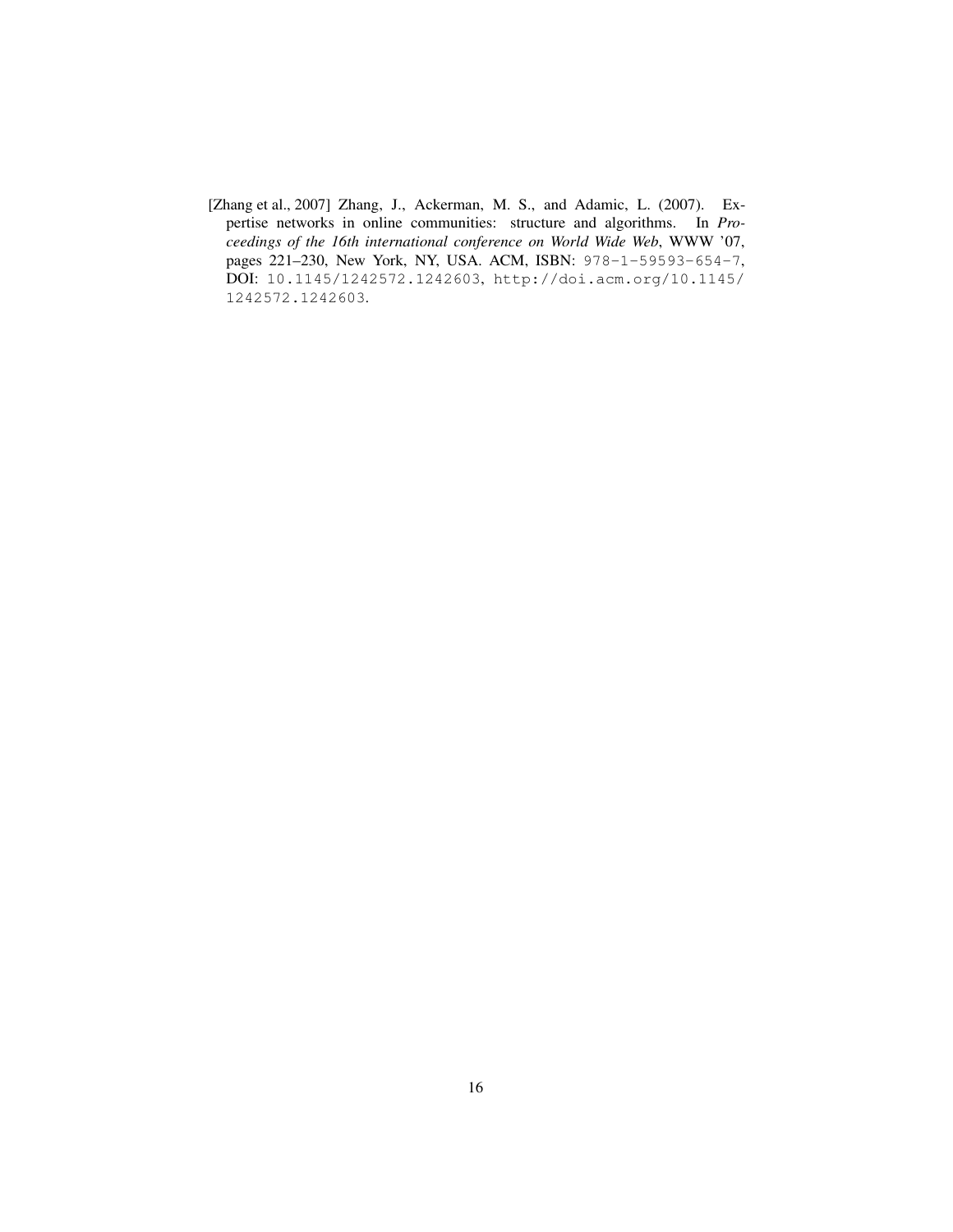[Zhang et al., 2007] Zhang, J., Ackerman, M. S., and Adamic, L. (2007). Expertise networks in online communities: structure and algorithms. In *Proceedings of the 16th international conference on World Wide Web*, WWW '07, pages 221–230, New York, NY, USA. ACM, ISBN: `978-1-59593-654-7`, DOI: `10.1145/1242572.1242603`, `http://doi.acm.org/10.1145/1242572.1242603`.